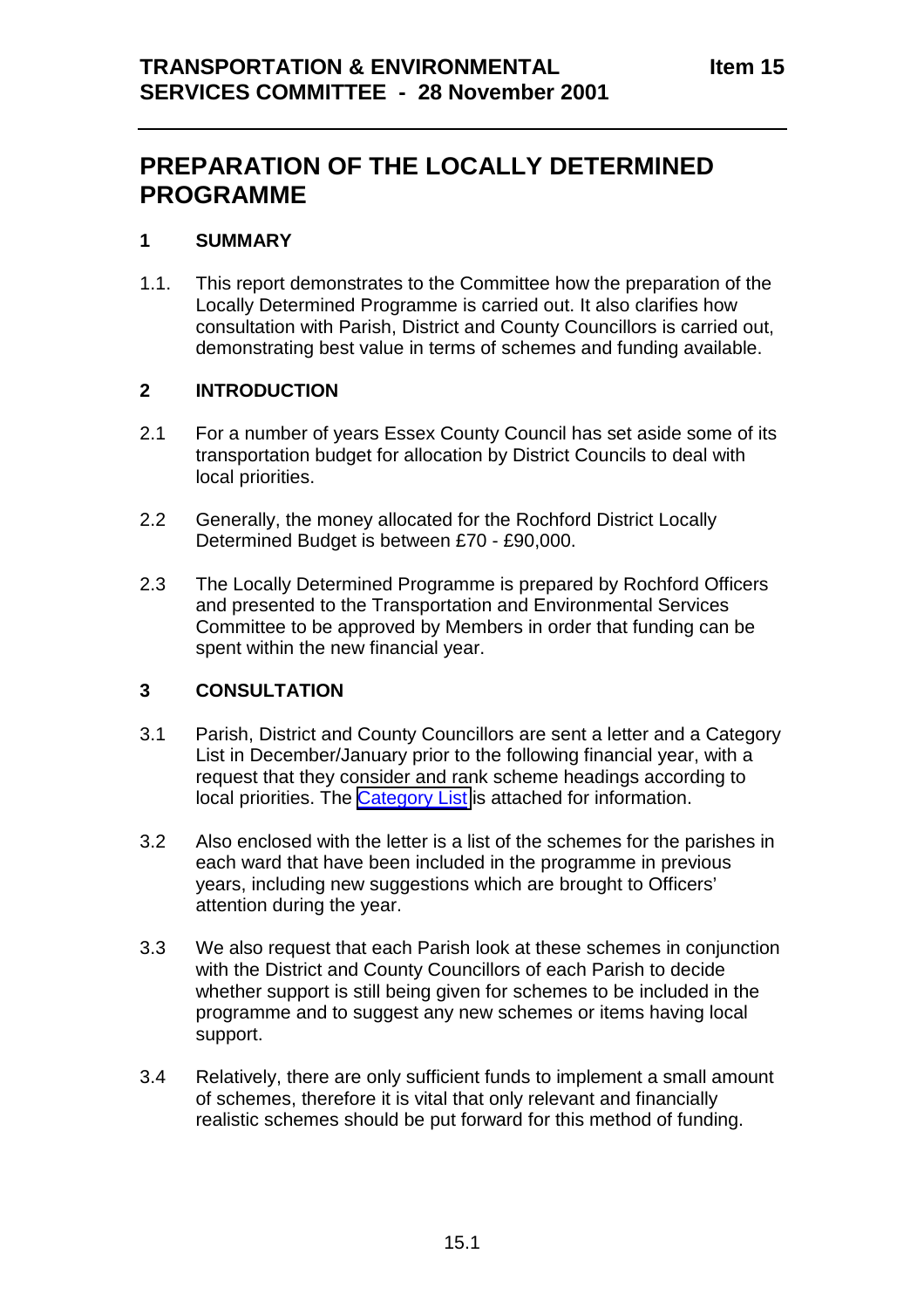**TRANSPORTATION & ENVIRONMENTAL SERVICES COMMITTEE - 28 November 2001** **Item 15**

# PREPARATION OF THE LOCALLY DETERMINED PROGRAMME

## 1 SUMMARY

1.1. This report demonstrates to the Committee how the preparation of the Locally Determined Programme is carried out. It also clarifies how consultation with Parish, District and County Councillors is carried out, demonstrating best value in terms of schemes and funding available.

## 2 INTRODUCTION

2.1 For a number of years Essex County Council has set aside some of its transportation budget for allocation by District Councils to deal with local priorities.

2.2 Generally, the money allocated for the Rochford District Locally Determined Budget is between £70 - £90,000.

2.3 The Locally Determined Programme is prepared by Rochford Officers and presented to the Transportation and Environmental Services Committee to be approved by Members in order that funding can be spent within the new financial year.

## 3 CONSULTATION

3.1 Parish, District and County Councillors are sent a letter and a Category List in December/January prior to the following financial year, with a request that they consider and rank scheme headings according to local priorities. The Category List is attached for information.

3.2 Also enclosed with the letter is a list of the schemes for the parishes in each ward that have been included in the programme in previous years, including new suggestions which are brought to Officers' attention during the year.

3.3 We also request that each Parish look at these schemes in conjunction with the District and County Councillors of each Parish to decide whether support is still being given for schemes to be included in the programme and to suggest any new schemes or items having local support.

3.4 Relatively, there are only sufficient funds to implement a small amount of schemes, therefore it is vital that only relevant and financially realistic schemes should be put forward for this method of funding.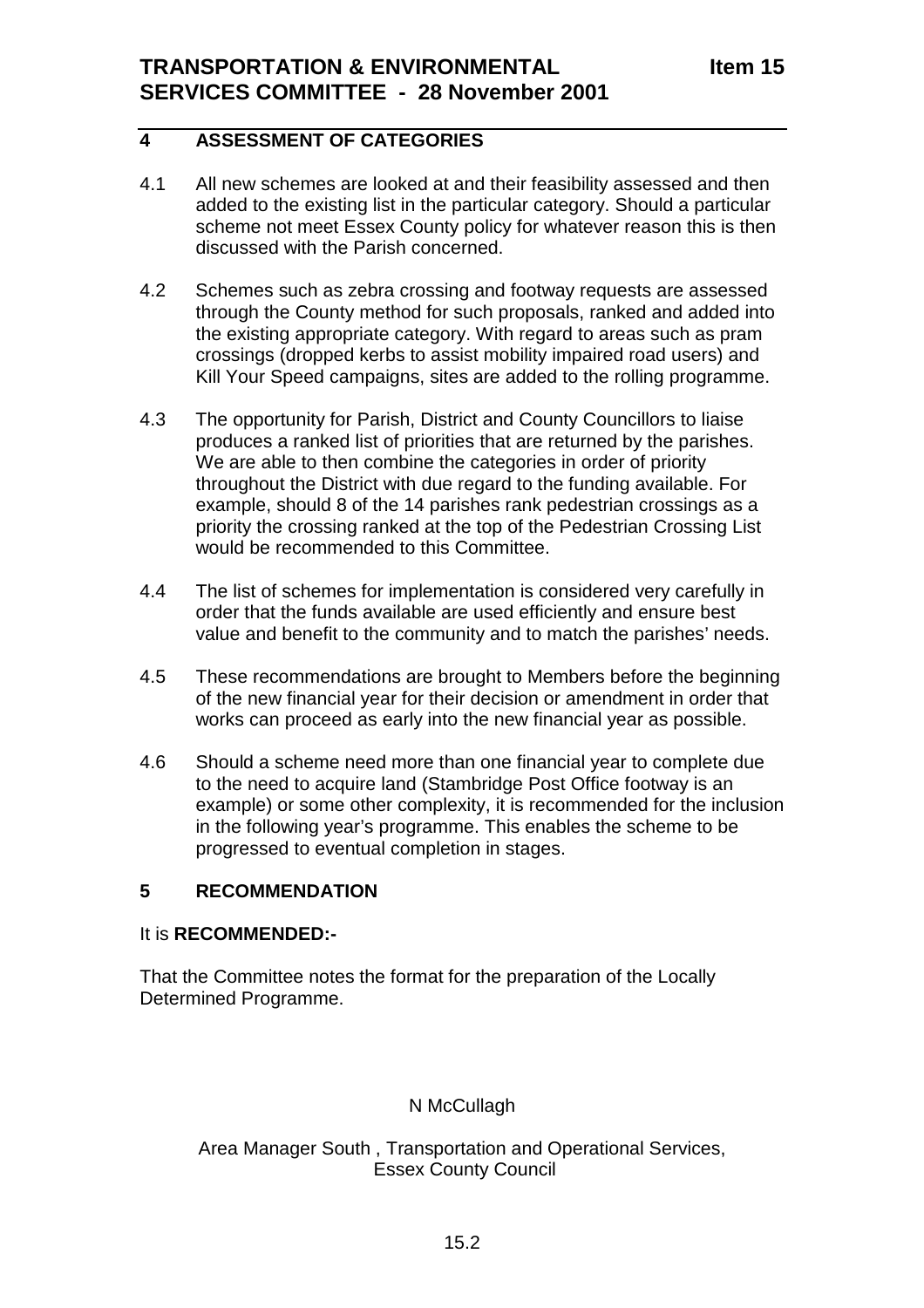## 4 ASSESSMENT OF CATEGORIES

4.1 All new schemes are looked at and their feasibility assessed and then added to the existing list in the particular category. Should a particular scheme not meet Essex County policy for whatever reason this is then discussed with the Parish concerned.

4.2 Schemes such as zebra crossing and footway requests are assessed through the County method for such proposals, ranked and added into the existing appropriate category. With regard to areas such as pram crossings (dropped kerbs to assist mobility impaired road users) and Kill Your Speed campaigns, sites are added to the rolling programme.

4.3 The opportunity for Parish, District and County Councillors to liaise produces a ranked list of priorities that are returned by the parishes. We are able to then combine the categories in order of priority throughout the District with due regard to the funding available. For example, should 8 of the 14 parishes rank pedestrian crossings as a priority the crossing ranked at the top of the Pedestrian Crossing List would be recommended to this Committee.

4.4 The list of schemes for implementation is considered very carefully in order that the funds available are used efficiently and ensure best value and benefit to the community and to match the parishes' needs.

4.5 These recommendations are brought to Members before the beginning of the new financial year for their decision or amendment in order that works can proceed as early into the new financial year as possible.

4.6 Should a scheme need more than one financial year to complete due to the need to acquire land (Stambridge Post Office footway is an example) or some other complexity, it is recommended for the inclusion in the following year's programme. This enables the scheme to be progressed to eventual completion in stages.

## 5 RECOMMENDATION

It is **RECOMMENDED:-**

That the Committee notes the format for the preparation of the Locally Determined Programme.

N McCullagh

Area Manager South , Transportation and Operational Services, Essex County Council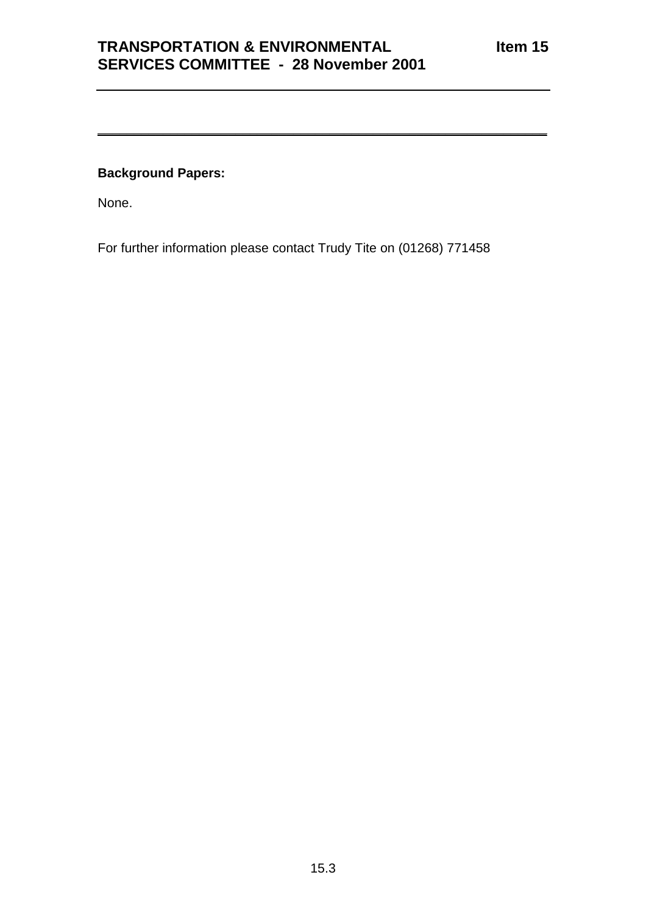**Background Papers:**

None.

For further information please contact Trudy Tite on (01268) 771458